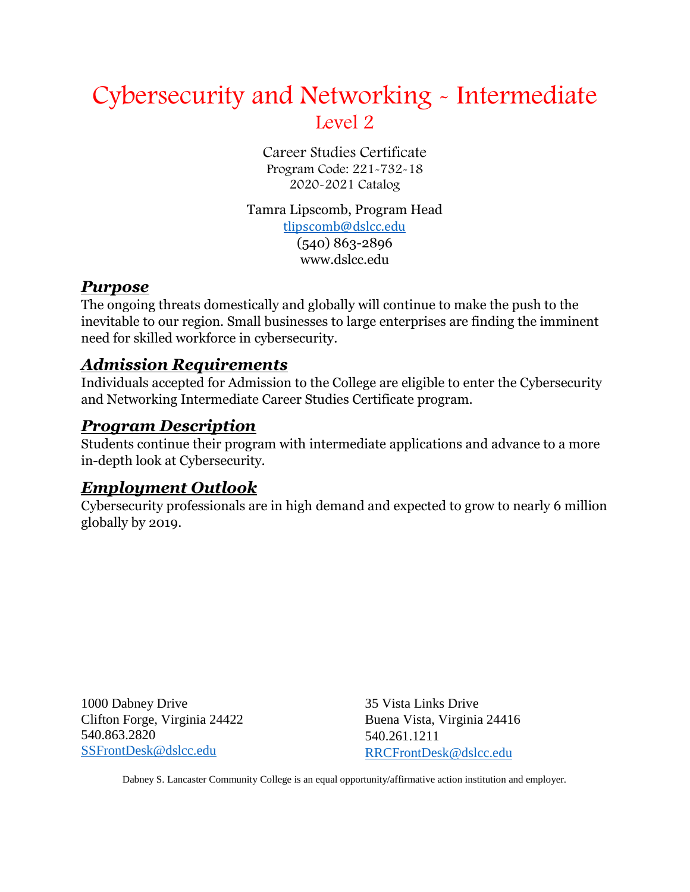# Cybersecurity and Networking ~ Intermediate

## Level 2

Career Studies Certificate
Program Code: 221-732-18
2020-2021 Catalog

Tamra Lipscomb, Program Head
tlipscomb@dslcc.edu
(540) 863-2896
www.dslcc.edu

### *Purpose*

The ongoing threats domestically and globally will continue to make the push to the inevitable to our region. Small businesses to large enterprises are finding the imminent need for skilled workforce in cybersecurity.

### *Admission Requirements*

Individuals accepted for Admission to the College are eligible to enter the Cybersecurity and Networking Intermediate Career Studies Certificate program.

### *Program Description*

Students continue their program with intermediate applications and advance to a more in-depth look at Cybersecurity.

### *Employment Outlook*

Cybersecurity professionals are in high demand and expected to grow to nearly 6 million globally by 2019.

1000 Dabney Drive
Clifton Forge, Virginia 24422
540.863.2820
SSFrontDesk@dslcc.edu

35 Vista Links Drive
Buena Vista, Virginia 24416
540.261.1211
RRCFrontDesk@dslcc.edu

Dabney S. Lancaster Community College is an equal opportunity/affirmative action institution and employer.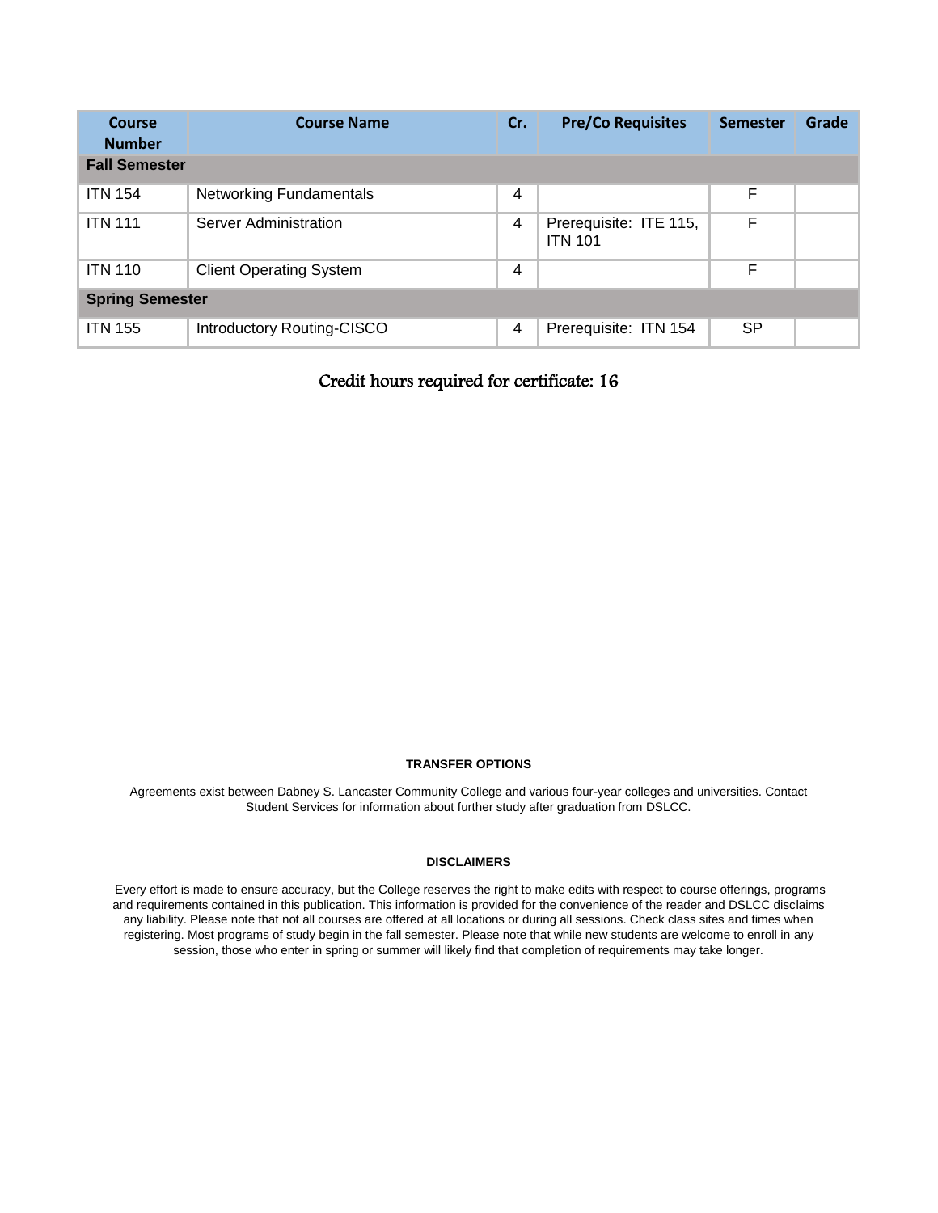| Course Number | Course Name | Cr. | Pre/Co Requisites | Semester | Grade |
|---|---|---|---|---|---|
| **Fall Semester** | | | | | |
| ITN 154 | Networking Fundamentals | 4 | | F | |
| ITN 111 | Server Administration | 4 | Prerequisite: ITE 115, ITN 101 | F | |
| ITN 110 | Client Operating System | 4 | | F | |
| **Spring Semester** | | | | | |
| ITN 155 | Introductory Routing-CISCO | 4 | Prerequisite: ITN 154 | SP | |

Credit hours required for certificate: 16

**TRANSFER OPTIONS**

Agreements exist between Dabney S. Lancaster Community College and various four-year colleges and universities. Contact Student Services for information about further study after graduation from DSLCC.

**DISCLAIMERS**

Every effort is made to ensure accuracy, but the College reserves the right to make edits with respect to course offerings, programs and requirements contained in this publication. This information is provided for the convenience of the reader and DSLCC disclaims any liability. Please note that not all courses are offered at all locations or during all sessions. Check class sites and times when registering. Most programs of study begin in the fall semester. Please note that while new students are welcome to enroll in any session, those who enter in spring or summer will likely find that completion of requirements may take longer.